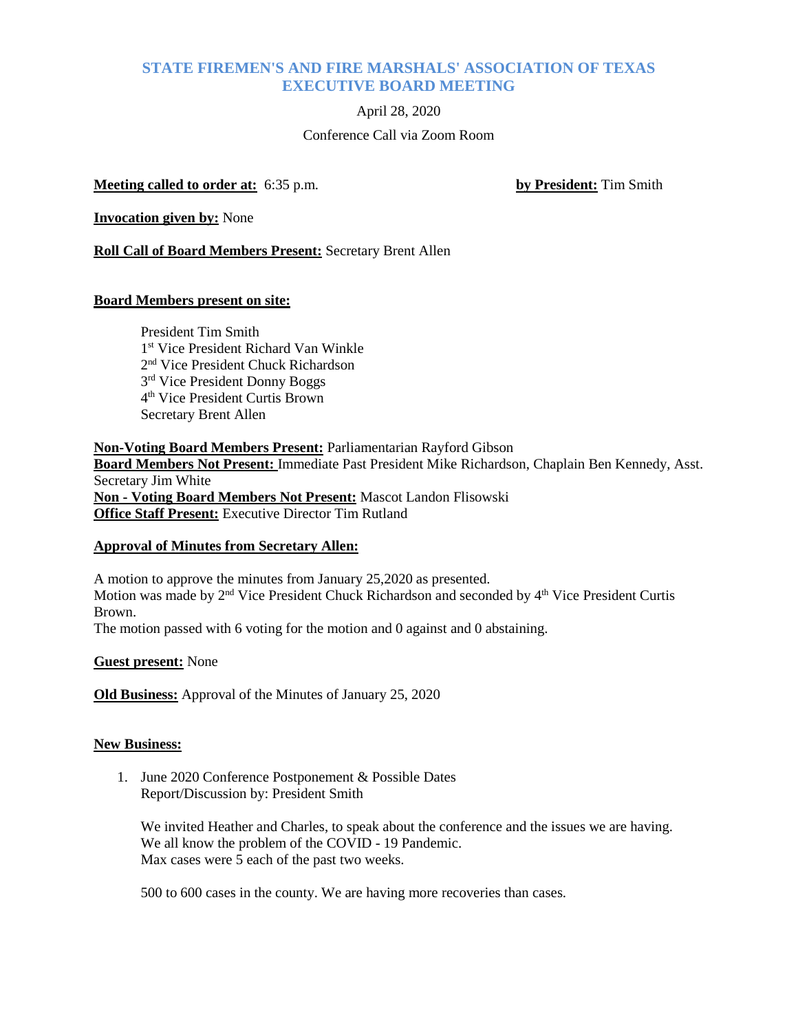# STATE FIREMEN'S AND FIRE MARSHALS' ASSOCIATION OF TEXAS
# EXECUTIVE BOARD MEETING

April 28, 2020

Conference Call via Zoom Room

**Meeting called to order at:** 6:35 p.m. **by President:** Tim Smith

**Invocation given by:** None

**Roll Call of Board Members Present:** Secretary Brent Allen

**Board Members present on site:**

President Tim Smith
1st Vice President Richard Van Winkle
2nd Vice President Chuck Richardson
3rd Vice President Donny Boggs
4th Vice President Curtis Brown
Secretary Brent Allen

**Non-Voting Board Members Present:** Parliamentarian Rayford Gibson
**Board Members Not Present:** Immediate Past President Mike Richardson, Chaplain Ben Kennedy, Asst. Secretary Jim White
**Non - Voting Board Members Not Present:** Mascot Landon Flisowski
**Office Staff Present:** Executive Director Tim Rutland

**Approval of Minutes from Secretary Allen:**

A motion to approve the minutes from January 25,2020 as presented.
Motion was made by 2nd Vice President Chuck Richardson and seconded by 4th Vice President Curtis Brown.
The motion passed with 6 voting for the motion and 0 against and 0 abstaining.

**Guest present:** None

**Old Business:** Approval of the Minutes of January 25, 2020

**New Business:**

1. June 2020 Conference Postponement & Possible Dates
   Report/Discussion by: President Smith

   We invited Heather and Charles, to speak about the conference and the issues we are having.
   We all know the problem of the COVID - 19 Pandemic.
   Max cases were 5 each of the past two weeks.

   500 to 600 cases in the county. We are having more recoveries than cases.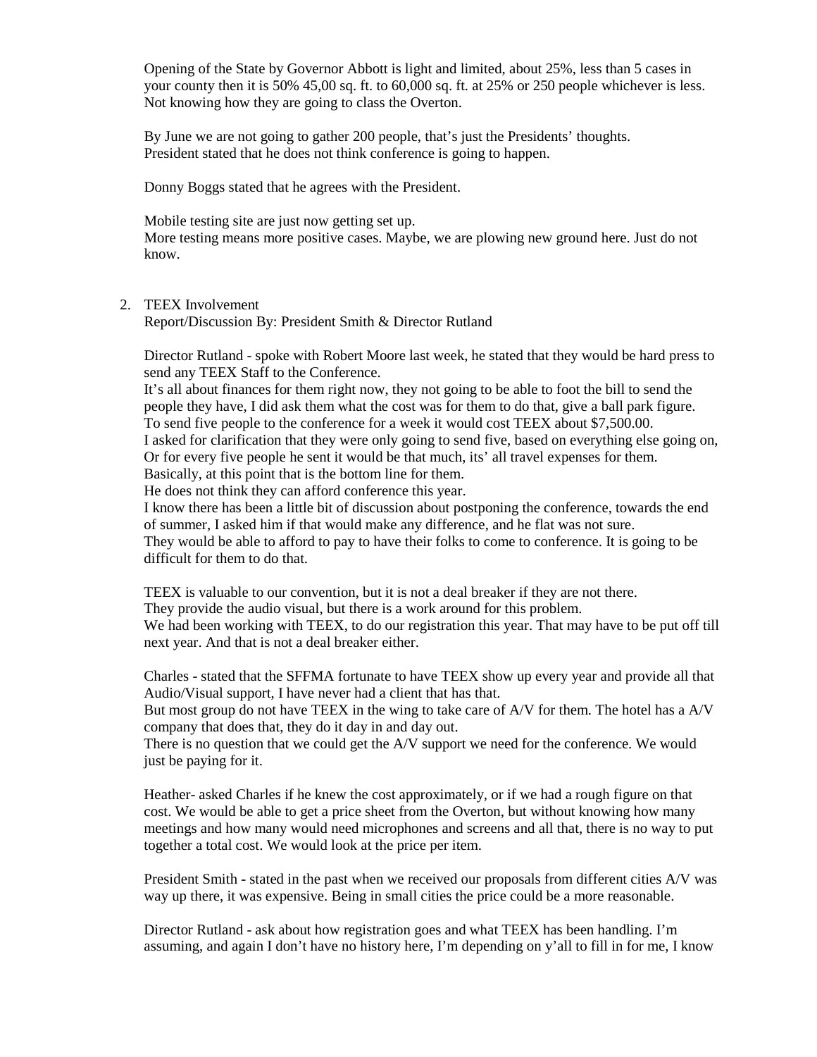Opening of the State by Governor Abbott is light and limited, about 25%, less than 5 cases in your county then it is 50% 45,00 sq. ft. to 60,000 sq. ft. at 25% or 250 people whichever is less. Not knowing how they are going to class the Overton.

By June we are not going to gather 200 people, that's just the Presidents' thoughts.
President stated that he does not think conference is going to happen.

Donny Boggs stated that he agrees with the President.

Mobile testing site are just now getting set up.
More testing means more positive cases. Maybe, we are plowing new ground here. Just do not know.

2. TEEX Involvement
   Report/Discussion By: President Smith & Director Rutland

   Director Rutland - spoke with Robert Moore last week, he stated that they would be hard press to send any TEEX Staff to the Conference.
   It's all about finances for them right now, they not going to be able to foot the bill to send the people they have, I did ask them what the cost was for them to do that, give a ball park figure.
   To send five people to the conference for a week it would cost TEEX about $7,500.00.
   I asked for clarification that they were only going to send five, based on everything else going on, Or for every five people he sent it would be that much, its' all travel expenses for them.
   Basically, at this point that is the bottom line for them.
   He does not think they can afford conference this year.
   I know there has been a little bit of discussion about postponing the conference, towards the end of summer, I asked him if that would make any difference, and he flat was not sure.
   They would be able to afford to pay to have their folks to come to conference. It is going to be difficult for them to do that.

   TEEX is valuable to our convention, but it is not a deal breaker if they are not there.
   They provide the audio visual, but there is a work around for this problem.
   We had been working with TEEX, to do our registration this year. That may have to be put off till next year. And that is not a deal breaker either.

   Charles - stated that the SFFMA fortunate to have TEEX show up every year and provide all that Audio/Visual support, I have never had a client that has that.
   But most group do not have TEEX in the wing to take care of A/V for them. The hotel has a A/V company that does that, they do it day in and day out.
   There is no question that we could get the A/V support we need for the conference. We would just be paying for it.

   Heather- asked Charles if he knew the cost approximately, or if we had a rough figure on that cost. We would be able to get a price sheet from the Overton, but without knowing how many meetings and how many would need microphones and screens and all that, there is no way to put together a total cost. We would look at the price per item.

   President Smith - stated in the past when we received our proposals from different cities A/V was way up there, it was expensive. Being in small cities the price could be a more reasonable.

   Director Rutland - ask about how registration goes and what TEEX has been handling. I'm assuming, and again I don't have no history here, I'm depending on y'all to fill in for me, I know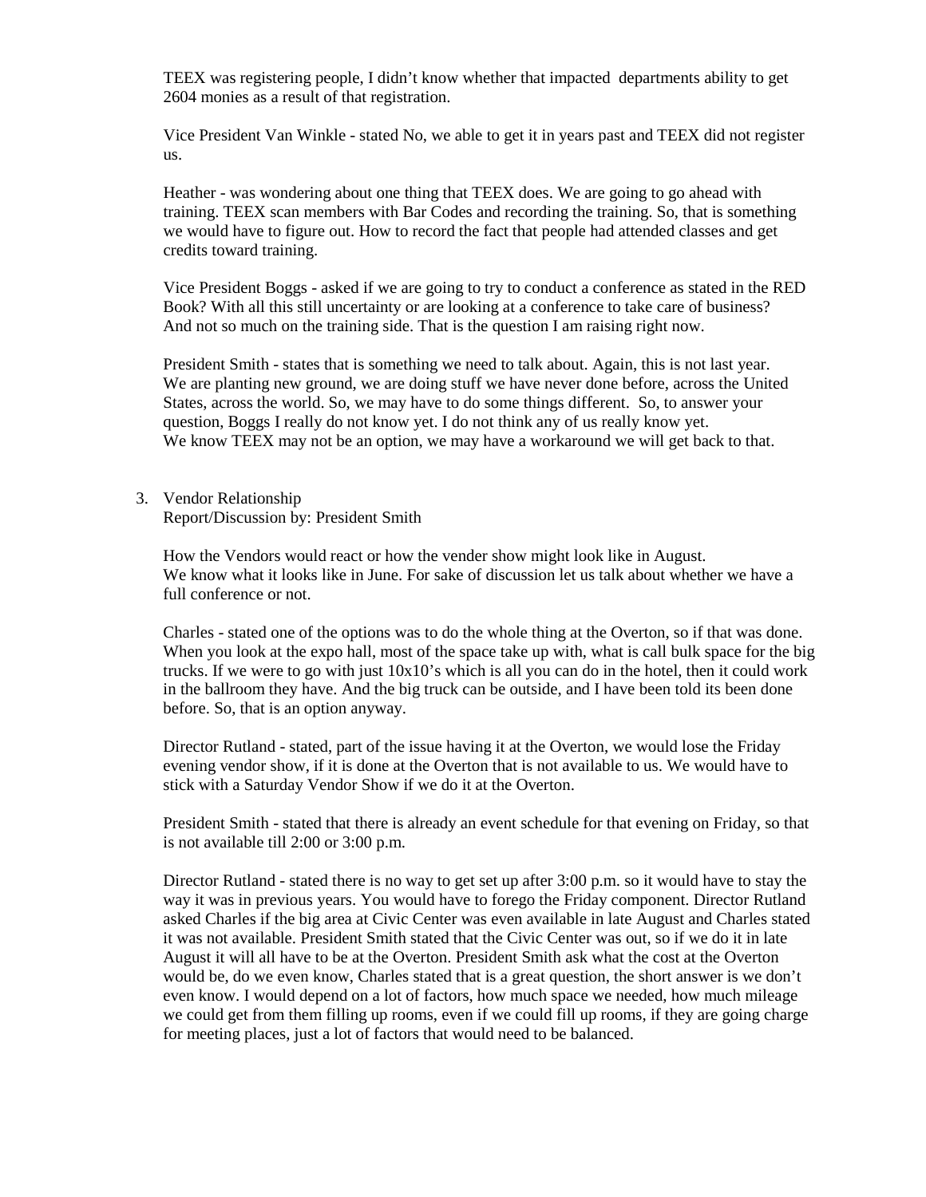TEEX was registering people, I didn't know whether that impacted departments ability to get 2604 monies as a result of that registration.

Vice President Van Winkle - stated No, we able to get it in years past and TEEX did not register us.

Heather - was wondering about one thing that TEEX does. We are going to go ahead with training. TEEX scan members with Bar Codes and recording the training. So, that is something we would have to figure out. How to record the fact that people had attended classes and get credits toward training.

Vice President Boggs - asked if we are going to try to conduct a conference as stated in the RED Book? With all this still uncertainty or are looking at a conference to take care of business? And not so much on the training side. That is the question I am raising right now.

President Smith - states that is something we need to talk about. Again, this is not last year. We are planting new ground, we are doing stuff we have never done before, across the United States, across the world. So, we may have to do some things different. So, to answer your question, Boggs I really do not know yet. I do not think any of us really know yet. We know TEEX may not be an option, we may have a workaround we will get back to that.

3. Vendor Relationship
   Report/Discussion by: President Smith

   How the Vendors would react or how the vender show might look like in August. We know what it looks like in June. For sake of discussion let us talk about whether we have a full conference or not.

   Charles - stated one of the options was to do the whole thing at the Overton, so if that was done. When you look at the expo hall, most of the space take up with, what is call bulk space for the big trucks. If we were to go with just 10x10's which is all you can do in the hotel, then it could work in the ballroom they have. And the big truck can be outside, and I have been told its been done before. So, that is an option anyway.

   Director Rutland - stated, part of the issue having it at the Overton, we would lose the Friday evening vendor show, if it is done at the Overton that is not available to us. We would have to stick with a Saturday Vendor Show if we do it at the Overton.

   President Smith - stated that there is already an event schedule for that evening on Friday, so that is not available till 2:00 or 3:00 p.m.

   Director Rutland - stated there is no way to get set up after 3:00 p.m. so it would have to stay the way it was in previous years. You would have to forego the Friday component. Director Rutland asked Charles if the big area at Civic Center was even available in late August and Charles stated it was not available. President Smith stated that the Civic Center was out, so if we do it in late August it will all have to be at the Overton. President Smith ask what the cost at the Overton would be, do we even know, Charles stated that is a great question, the short answer is we don't even know. I would depend on a lot of factors, how much space we needed, how much mileage we could get from them filling up rooms, even if we could fill up rooms, if they are going charge for meeting places, just a lot of factors that would need to be balanced.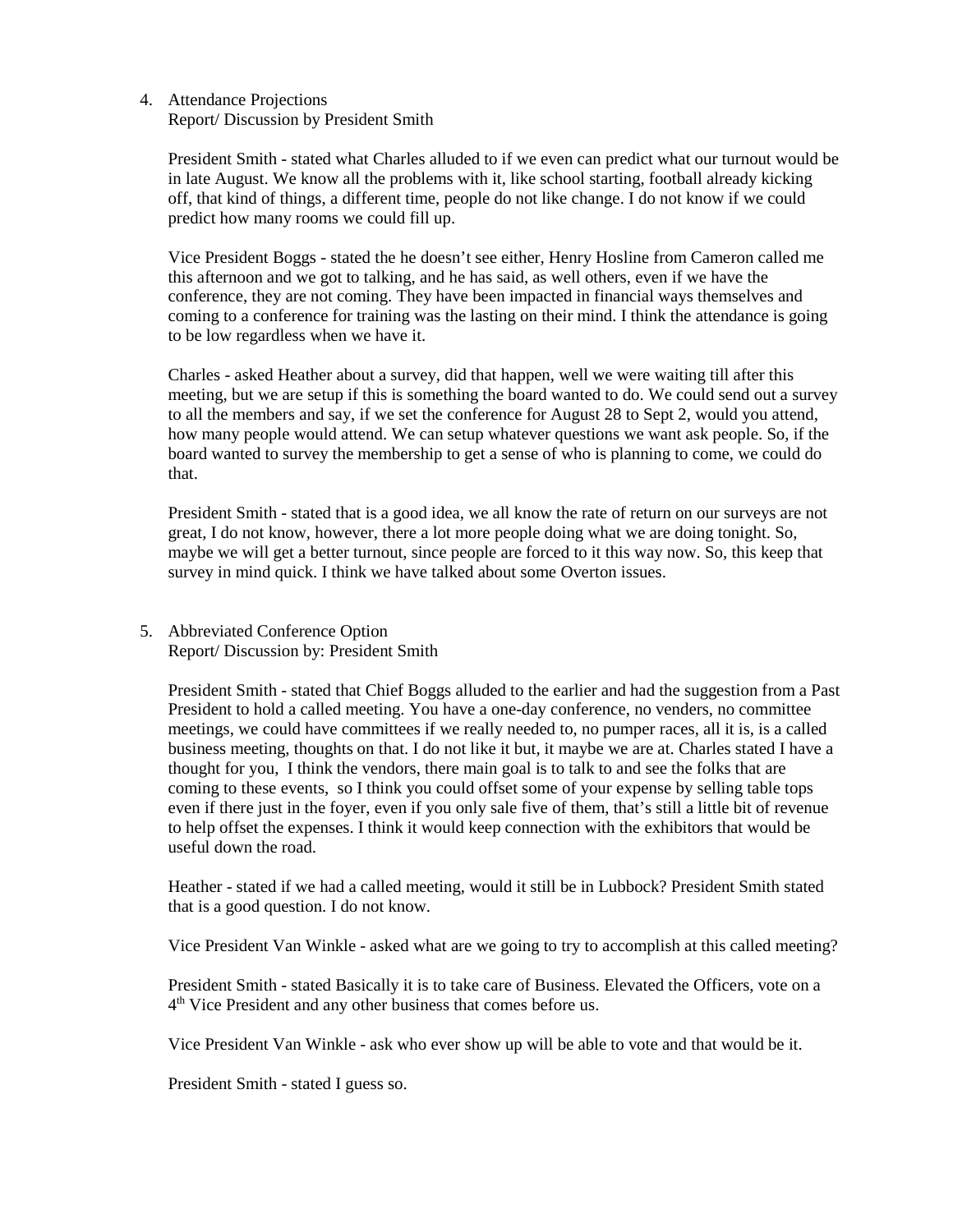4. Attendance Projections
   Report/ Discussion by President Smith

   President Smith - stated what Charles alluded to if we even can predict what our turnout would be in late August. We know all the problems with it, like school starting, football already kicking off, that kind of things, a different time, people do not like change. I do not know if we could predict how many rooms we could fill up.

   Vice President Boggs - stated the he doesn't see either, Henry Hosline from Cameron called me this afternoon and we got to talking, and he has said, as well others, even if we have the conference, they are not coming. They have been impacted in financial ways themselves and coming to a conference for training was the lasting on their mind. I think the attendance is going to be low regardless when we have it.

   Charles - asked Heather about a survey, did that happen, well we were waiting till after this meeting, but we are setup if this is something the board wanted to do. We could send out a survey to all the members and say, if we set the conference for August 28 to Sept 2, would you attend, how many people would attend. We can setup whatever questions we want ask people. So, if the board wanted to survey the membership to get a sense of who is planning to come, we could do that.

   President Smith - stated that is a good idea, we all know the rate of return on our surveys are not great, I do not know, however, there a lot more people doing what we are doing tonight. So, maybe we will get a better turnout, since people are forced to it this way now. So, this keep that survey in mind quick. I think we have talked about some Overton issues.

5. Abbreviated Conference Option
   Report/ Discussion by: President Smith

   President Smith - stated that Chief Boggs alluded to the earlier and had the suggestion from a Past President to hold a called meeting. You have a one-day conference, no venders, no committee meetings, we could have committees if we really needed to, no pumper races, all it is, is a called business meeting, thoughts on that. I do not like it but, it maybe we are at. Charles stated I have a thought for you, I think the vendors, there main goal is to talk to and see the folks that are coming to these events, so I think you could offset some of your expense by selling table tops even if there just in the foyer, even if you only sale five of them, that's still a little bit of revenue to help offset the expenses. I think it would keep connection with the exhibitors that would be useful down the road.

   Heather - stated if we had a called meeting, would it still be in Lubbock? President Smith stated that is a good question. I do not know.

   Vice President Van Winkle - asked what are we going to try to accomplish at this called meeting?

   President Smith - stated Basically it is to take care of Business. Elevated the Officers, vote on a 4th Vice President and any other business that comes before us.

   Vice President Van Winkle - ask who ever show up will be able to vote and that would be it.

   President Smith - stated I guess so.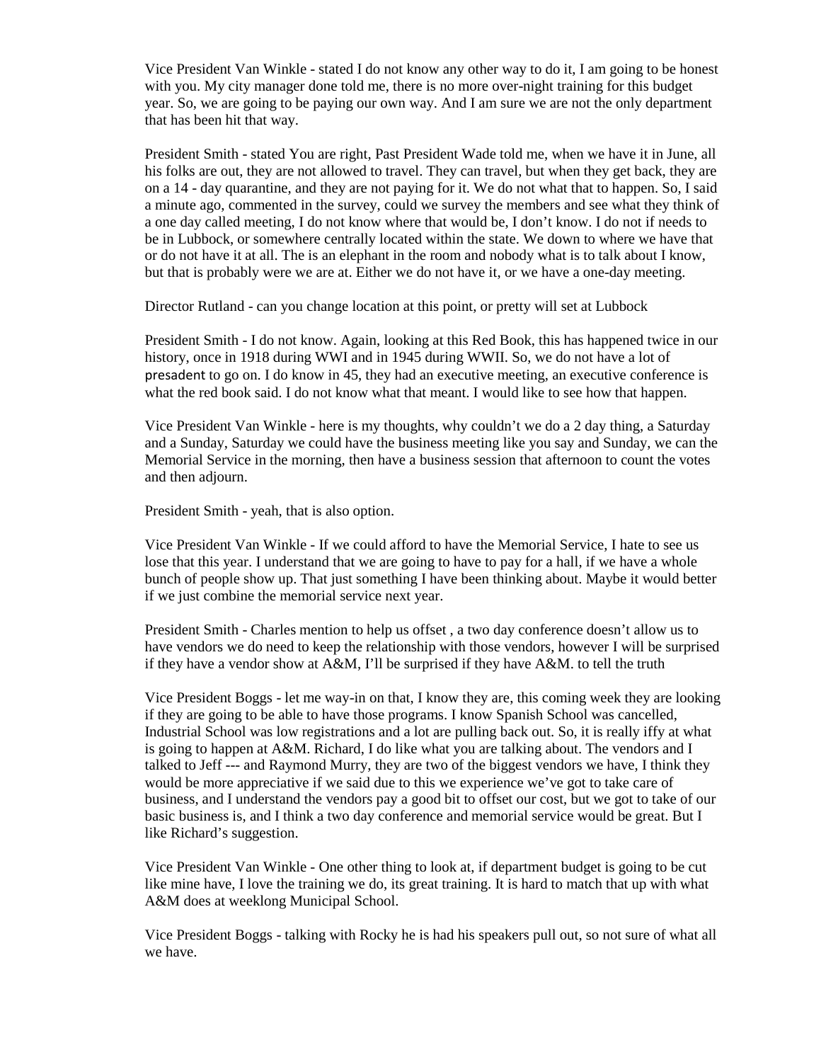Vice President Van Winkle - stated I do not know any other way to do it, I am going to be honest with you. My city manager done told me, there is no more over-night training for this budget year. So, we are going to be paying our own way. And I am sure we are not the only department that has been hit that way.

President Smith - stated You are right, Past President Wade told me, when we have it in June, all his folks are out, they are not allowed to travel. They can travel, but when they get back, they are on a 14 - day quarantine, and they are not paying for it. We do not what that to happen. So, I said a minute ago, commented in the survey, could we survey the members and see what they think of a one day called meeting, I do not know where that would be, I don't know. I do not if needs to be in Lubbock, or somewhere centrally located within the state. We down to where we have that or do not have it at all. The is an elephant in the room and nobody what is to talk about I know, but that is probably were we are at. Either we do not have it, or we have a one-day meeting.

Director Rutland - can you change location at this point, or pretty will set at Lubbock

President Smith - I do not know. Again, looking at this Red Book, this has happened twice in our history, once in 1918 during WWI and in 1945 during WWII. So, we do not have a lot of presadent to go on. I do know in 45, they had an executive meeting, an executive conference is what the red book said. I do not know what that meant. I would like to see how that happen.

Vice President Van Winkle - here is my thoughts, why couldn't we do a 2 day thing, a Saturday and a Sunday, Saturday we could have the business meeting like you say and Sunday, we can the Memorial Service in the morning, then have a business session that afternoon to count the votes and then adjourn.

President Smith - yeah, that is also option.

Vice President Van Winkle - If we could afford to have the Memorial Service, I hate to see us lose that this year. I understand that we are going to have to pay for a hall, if we have a whole bunch of people show up. That just something I have been thinking about. Maybe it would better if we just combine the memorial service next year.

President Smith - Charles mention to help us offset , a two day conference doesn't allow us to have vendors we do need to keep the relationship with those vendors, however I will be surprised if they have a vendor show at A&M, I'll be surprised if they have A&M. to tell the truth

Vice President Boggs - let me way-in on that, I know they are, this coming week they are looking if they are going to be able to have those programs. I know Spanish School was cancelled, Industrial School was low registrations and a lot are pulling back out. So, it is really iffy at what is going to happen at A&M. Richard, I do like what you are talking about. The vendors and I talked to Jeff --- and Raymond Murry, they are two of the biggest vendors we have, I think they would be more appreciative if we said due to this we experience we've got to take care of business, and I understand the vendors pay a good bit to offset our cost, but we got to take of our basic business is, and I think a two day conference and memorial service would be great. But I like Richard's suggestion.

Vice President Van Winkle - One other thing to look at, if department budget is going to be cut like mine have, I love the training we do, its great training. It is hard to match that up with what A&M does at weeklong Municipal School.

Vice President Boggs - talking with Rocky he is had his speakers pull out, so not sure of what all we have.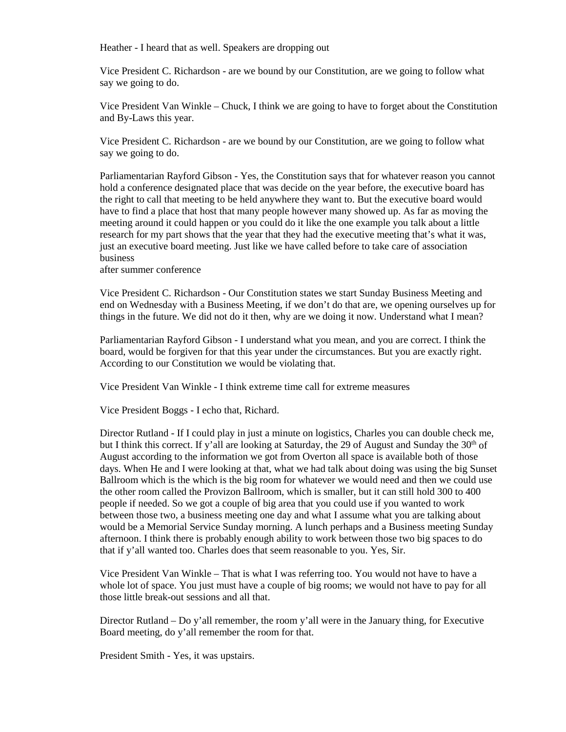Heather - I heard that as well. Speakers are dropping out

Vice President C. Richardson - are we bound by our Constitution, are we going to follow what say we going to do.

Vice President Van Winkle – Chuck, I think we are going to have to forget about the Constitution and By-Laws this year.

Vice President C. Richardson - are we bound by our Constitution, are we going to follow what say we going to do.

Parliamentarian Rayford Gibson - Yes, the Constitution says that for whatever reason you cannot hold a conference designated place that was decide on the year before, the executive board has the right to call that meeting to be held anywhere they want to. But the executive board would have to find a place that host that many people however many showed up. As far as moving the meeting around it could happen or you could do it like the one example you talk about a little research for my part shows that the year that they had the executive meeting that's what it was, just an executive board meeting. Just like we have called before to take care of association business
after summer conference

Vice President C. Richardson - Our Constitution states we start Sunday Business Meeting and end on Wednesday with a Business Meeting, if we don't do that are, we opening ourselves up for things in the future. We did not do it then, why are we doing it now. Understand what I mean?

Parliamentarian Rayford Gibson - I understand what you mean, and you are correct. I think the board, would be forgiven for that this year under the circumstances. But you are exactly right. According to our Constitution we would be violating that.

Vice President Van Winkle - I think extreme time call for extreme measures

Vice President Boggs - I echo that, Richard.

Director Rutland - If I could play in just a minute on logistics, Charles you can double check me, but I think this correct. If y'all are looking at Saturday, the 29 of August and Sunday the 30th of August according to the information we got from Overton all space is available both of those days. When He and I were looking at that, what we had talk about doing was using the big Sunset Ballroom which is the which is the big room for whatever we would need and then we could use the other room called the Provizon Ballroom, which is smaller, but it can still hold 300 to 400 people if needed. So we got a couple of big area that you could use if you wanted to work between those two, a business meeting one day and what I assume what you are talking about would be a Memorial Service Sunday morning. A lunch perhaps and a Business meeting Sunday afternoon. I think there is probably enough ability to work between those two big spaces to do that if y'all wanted too. Charles does that seem reasonable to you. Yes, Sir.

Vice President Van Winkle – That is what I was referring too. You would not have to have a whole lot of space. You just must have a couple of big rooms; we would not have to pay for all those little break-out sessions and all that.

Director Rutland – Do y'all remember, the room y'all were in the January thing, for Executive Board meeting, do y'all remember the room for that.

President Smith - Yes, it was upstairs.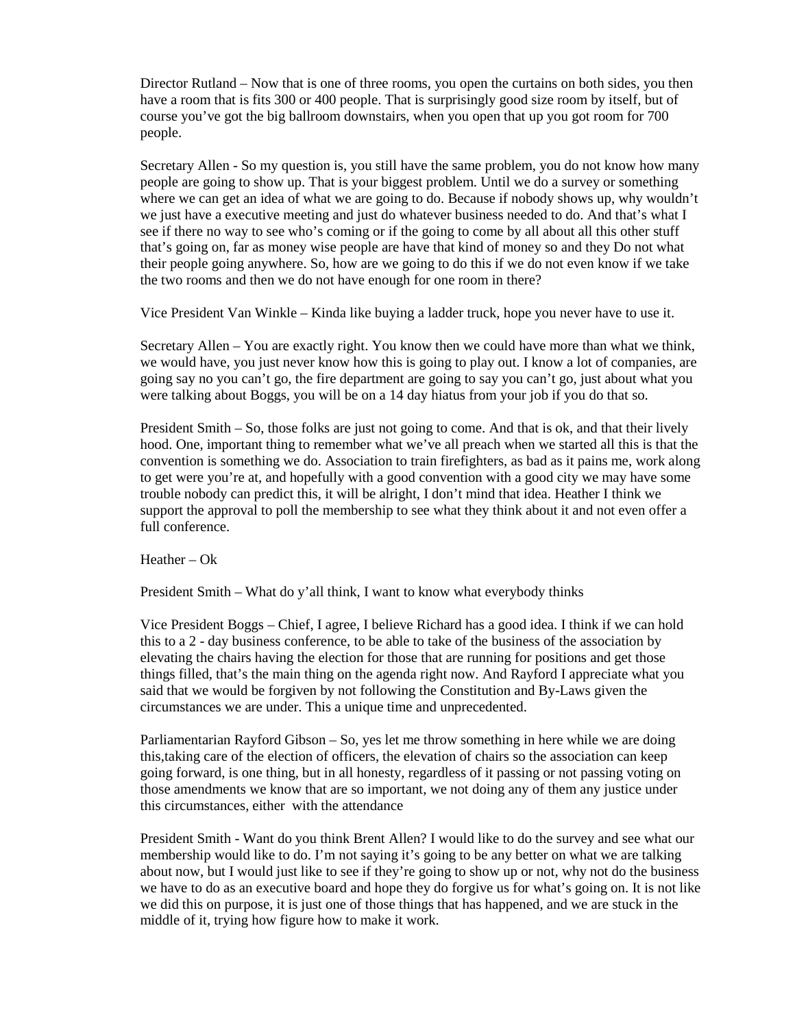Director Rutland – Now that is one of three rooms, you open the curtains on both sides, you then have a room that is fits 300 or 400 people. That is surprisingly good size room by itself, but of course you've got the big ballroom downstairs, when you open that up you got room for 700 people.

Secretary Allen - So my question is, you still have the same problem, you do not know how many people are going to show up. That is your biggest problem. Until we do a survey or something where we can get an idea of what we are going to do. Because if nobody shows up, why wouldn't we just have a executive meeting and just do whatever business needed to do. And that's what I see if there no way to see who's coming or if the going to come by all about all this other stuff that's going on, far as money wise people are have that kind of money so and they Do not what their people going anywhere. So, how are we going to do this if we do not even know if we take the two rooms and then we do not have enough for one room in there?

Vice President Van Winkle – Kinda like buying a ladder truck, hope you never have to use it.

Secretary Allen – You are exactly right. You know then we could have more than what we think, we would have, you just never know how this is going to play out. I know a lot of companies, are going say no you can't go, the fire department are going to say you can't go, just about what you were talking about Boggs, you will be on a 14 day hiatus from your job if you do that so.

President Smith – So, those folks are just not going to come. And that is ok, and that their lively hood. One, important thing to remember what we've all preach when we started all this is that the convention is something we do. Association to train firefighters, as bad as it pains me, work along to get were you're at, and hopefully with a good convention with a good city we may have some trouble nobody can predict this, it will be alright, I don't mind that idea. Heather I think we support the approval to poll the membership to see what they think about it and not even offer a full conference.

Heather – Ok

President Smith – What do y'all think, I want to know what everybody thinks

Vice President Boggs – Chief, I agree, I believe Richard has a good idea. I think if we can hold this to a 2 - day business conference, to be able to take of the business of the association by elevating the chairs having the election for those that are running for positions and get those things filled, that's the main thing on the agenda right now. And Rayford I appreciate what you said that we would be forgiven by not following the Constitution and By-Laws given the circumstances we are under. This a unique time and unprecedented.

Parliamentarian Rayford Gibson – So, yes let me throw something in here while we are doing this,taking care of the election of officers, the elevation of chairs so the association can keep going forward, is one thing, but in all honesty, regardless of it passing or not passing voting on those amendments we know that are so important, we not doing any of them any justice under this circumstances, either with the attendance

President Smith - Want do you think Brent Allen? I would like to do the survey and see what our membership would like to do. I'm not saying it's going to be any better on what we are talking about now, but I would just like to see if they're going to show up or not, why not do the business we have to do as an executive board and hope they do forgive us for what's going on. It is not like we did this on purpose, it is just one of those things that has happened, and we are stuck in the middle of it, trying how figure how to make it work.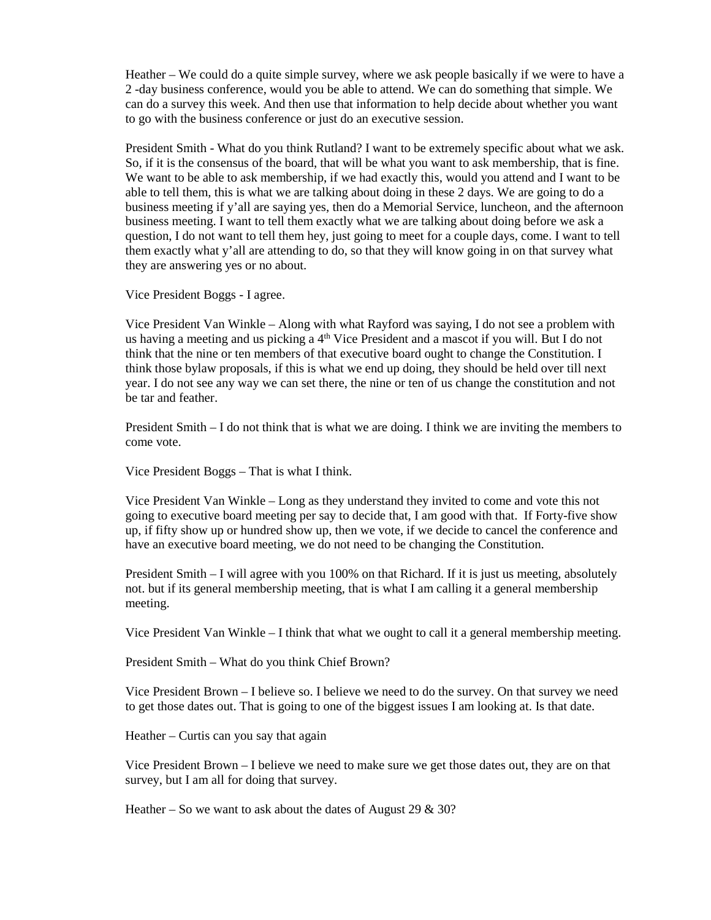Heather – We could do a quite simple survey, where we ask people basically if we were to have a 2 -day business conference, would you be able to attend. We can do something that simple. We can do a survey this week. And then use that information to help decide about whether you want to go with the business conference or just do an executive session.

President Smith - What do you think Rutland? I want to be extremely specific about what we ask. So, if it is the consensus of the board, that will be what you want to ask membership, that is fine. We want to be able to ask membership, if we had exactly this, would you attend and I want to be able to tell them, this is what we are talking about doing in these 2 days. We are going to do a business meeting if y'all are saying yes, then do a Memorial Service, luncheon, and the afternoon business meeting. I want to tell them exactly what we are talking about doing before we ask a question, I do not want to tell them hey, just going to meet for a couple days, come. I want to tell them exactly what y'all are attending to do, so that they will know going in on that survey what they are answering yes or no about.

Vice President Boggs - I agree.

Vice President Van Winkle – Along with what Rayford was saying, I do not see a problem with us having a meeting and us picking a 4th Vice President and a mascot if you will. But I do not think that the nine or ten members of that executive board ought to change the Constitution. I think those bylaw proposals, if this is what we end up doing, they should be held over till next year. I do not see any way we can set there, the nine or ten of us change the constitution and not be tar and feather.

President Smith – I do not think that is what we are doing. I think we are inviting the members to come vote.

Vice President Boggs – That is what I think.

Vice President Van Winkle – Long as they understand they invited to come and vote this not going to executive board meeting per say to decide that, I am good with that. If Forty-five show up, if fifty show up or hundred show up, then we vote, if we decide to cancel the conference and have an executive board meeting, we do not need to be changing the Constitution.

President Smith – I will agree with you 100% on that Richard. If it is just us meeting, absolutely not. but if its general membership meeting, that is what I am calling it a general membership meeting.

Vice President Van Winkle – I think that what we ought to call it a general membership meeting.

President Smith – What do you think Chief Brown?

Vice President Brown – I believe so. I believe we need to do the survey. On that survey we need to get those dates out. That is going to one of the biggest issues I am looking at. Is that date.

Heather – Curtis can you say that again

Vice President Brown – I believe we need to make sure we get those dates out, they are on that survey, but I am all for doing that survey.

Heather – So we want to ask about the dates of August 29 & 30?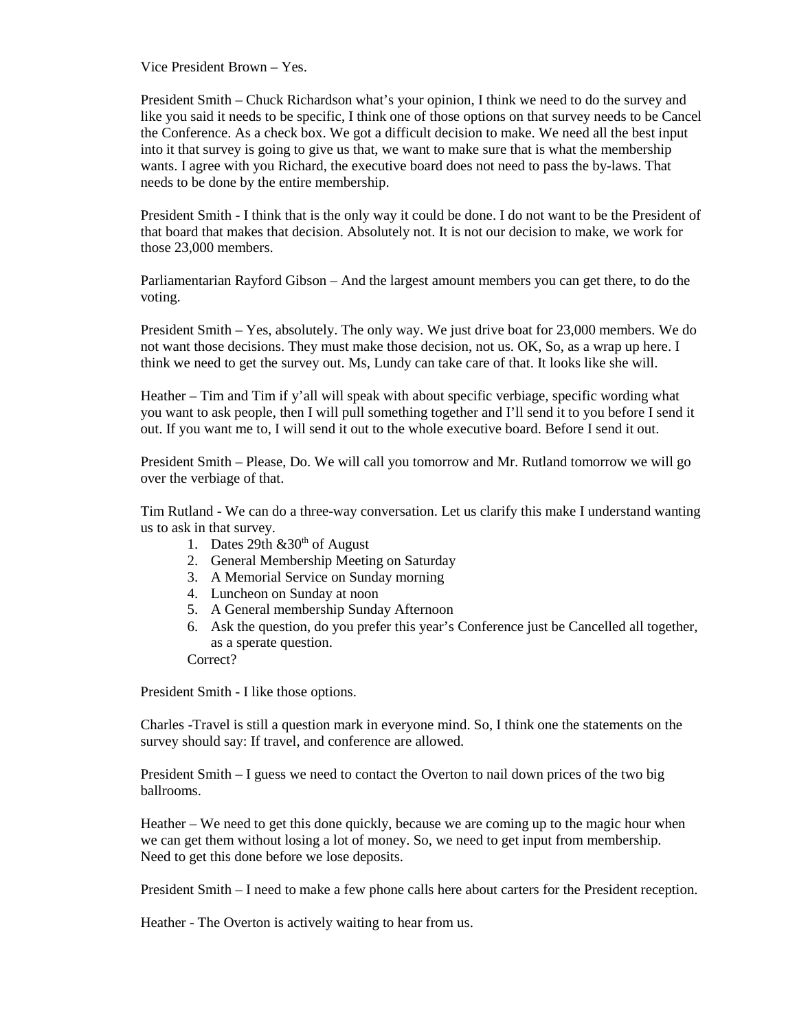Vice President Brown – Yes.

President Smith – Chuck Richardson what's your opinion, I think we need to do the survey and like you said it needs to be specific, I think one of those options on that survey needs to be Cancel the Conference. As a check box. We got a difficult decision to make. We need all the best input into it that survey is going to give us that, we want to make sure that is what the membership wants. I agree with you Richard, the executive board does not need to pass the by-laws. That needs to be done by the entire membership.

President Smith - I think that is the only way it could be done. I do not want to be the President of that board that makes that decision. Absolutely not. It is not our decision to make, we work for those 23,000 members.

Parliamentarian Rayford Gibson – And the largest amount members you can get there, to do the voting.

President Smith – Yes, absolutely. The only way. We just drive boat for 23,000 members. We do not want those decisions. They must make those decision, not us. OK, So, as a wrap up here. I think we need to get the survey out. Ms, Lundy can take care of that. It looks like she will.

Heather – Tim and Tim if y'all will speak with about specific verbiage, specific wording what you want to ask people, then I will pull something together and I'll send it to you before I send it out. If you want me to, I will send it out to the whole executive board. Before I send it out.

President Smith – Please, Do. We will call you tomorrow and Mr. Rutland tomorrow we will go over the verbiage of that.

Tim Rutland - We can do a three-way conversation. Let us clarify this make I understand wanting us to ask in that survey.

1. Dates 29th &30th of August
2. General Membership Meeting on Saturday
3. A Memorial Service on Sunday morning
4. Luncheon on Sunday at noon
5. A General membership Sunday Afternoon
6. Ask the question, do you prefer this year's Conference just be Cancelled all together, as a sperate question.

Correct?

President Smith - I like those options.

Charles -Travel is still a question mark in everyone mind. So, I think one the statements on the survey should say: If travel, and conference are allowed.

President Smith – I guess we need to contact the Overton to nail down prices of the two big ballrooms.

Heather – We need to get this done quickly, because we are coming up to the magic hour when we can get them without losing a lot of money. So, we need to get input from membership. Need to get this done before we lose deposits.

President Smith – I need to make a few phone calls here about carters for the President reception.

Heather - The Overton is actively waiting to hear from us.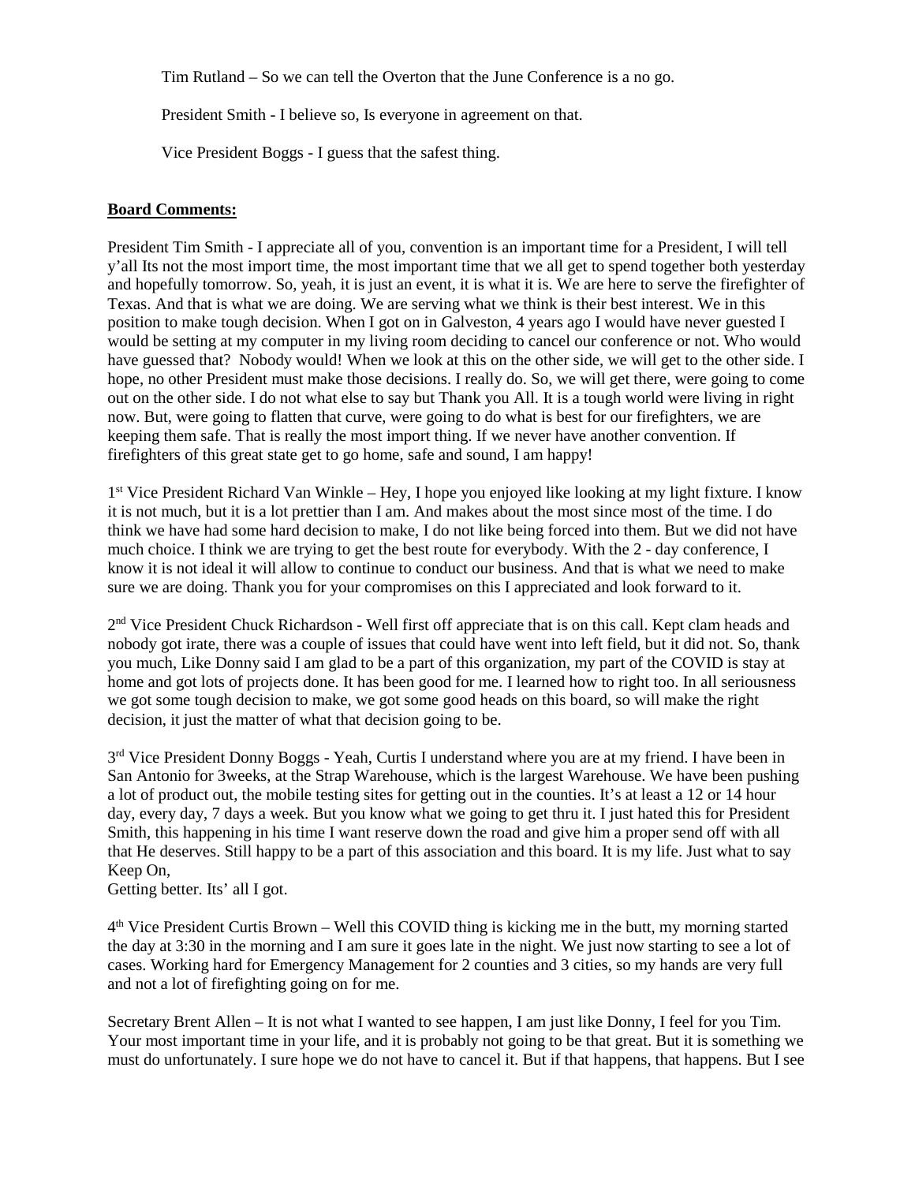Tim Rutland – So we can tell the Overton that the June Conference is a no go.

President Smith - I believe so, Is everyone in agreement on that.

Vice President Boggs - I guess that the safest thing.

**Board Comments:**

President Tim Smith - I appreciate all of you, convention is an important time for a President, I will tell y'all Its not the most import time, the most important time that we all get to spend together both yesterday and hopefully tomorrow. So, yeah, it is just an event, it is what it is. We are here to serve the firefighter of Texas. And that is what we are doing. We are serving what we think is their best interest. We in this position to make tough decision. When I got on in Galveston, 4 years ago I would have never guested I would be setting at my computer in my living room deciding to cancel our conference or not. Who would have guessed that? Nobody would! When we look at this on the other side, we will get to the other side. I hope, no other President must make those decisions. I really do. So, we will get there, were going to come out on the other side. I do not what else to say but Thank you All. It is a tough world were living in right now. But, were going to flatten that curve, were going to do what is best for our firefighters, we are keeping them safe. That is really the most import thing. If we never have another convention. If firefighters of this great state get to go home, safe and sound, I am happy!

1st Vice President Richard Van Winkle – Hey, I hope you enjoyed like looking at my light fixture. I know it is not much, but it is a lot prettier than I am. And makes about the most since most of the time. I do think we have had some hard decision to make, I do not like being forced into them. But we did not have much choice. I think we are trying to get the best route for everybody. With the 2 - day conference, I know it is not ideal it will allow to continue to conduct our business. And that is what we need to make sure we are doing. Thank you for your compromises on this I appreciated and look forward to it.

2nd Vice President Chuck Richardson - Well first off appreciate that is on this call. Kept clam heads and nobody got irate, there was a couple of issues that could have went into left field, but it did not. So, thank you much, Like Donny said I am glad to be a part of this organization, my part of the COVID is stay at home and got lots of projects done. It has been good for me. I learned how to right too. In all seriousness we got some tough decision to make, we got some good heads on this board, so will make the right decision, it just the matter of what that decision going to be.

3rd Vice President Donny Boggs - Yeah, Curtis I understand where you are at my friend. I have been in San Antonio for 3weeks, at the Strap Warehouse, which is the largest Warehouse. We have been pushing a lot of product out, the mobile testing sites for getting out in the counties. It's at least a 12 or 14 hour day, every day, 7 days a week. But you know what we going to get thru it. I just hated this for President Smith, this happening in his time I want reserve down the road and give him a proper send off with all that He deserves. Still happy to be a part of this association and this board. It is my life. Just what to say Keep On,
Getting better. Its' all I got.

4th Vice President Curtis Brown – Well this COVID thing is kicking me in the butt, my morning started the day at 3:30 in the morning and I am sure it goes late in the night. We just now starting to see a lot of cases. Working hard for Emergency Management for 2 counties and 3 cities, so my hands are very full and not a lot of firefighting going on for me.

Secretary Brent Allen – It is not what I wanted to see happen, I am just like Donny, I feel for you Tim. Your most important time in your life, and it is probably not going to be that great. But it is something we must do unfortunately. I sure hope we do not have to cancel it. But if that happens, that happens. But I see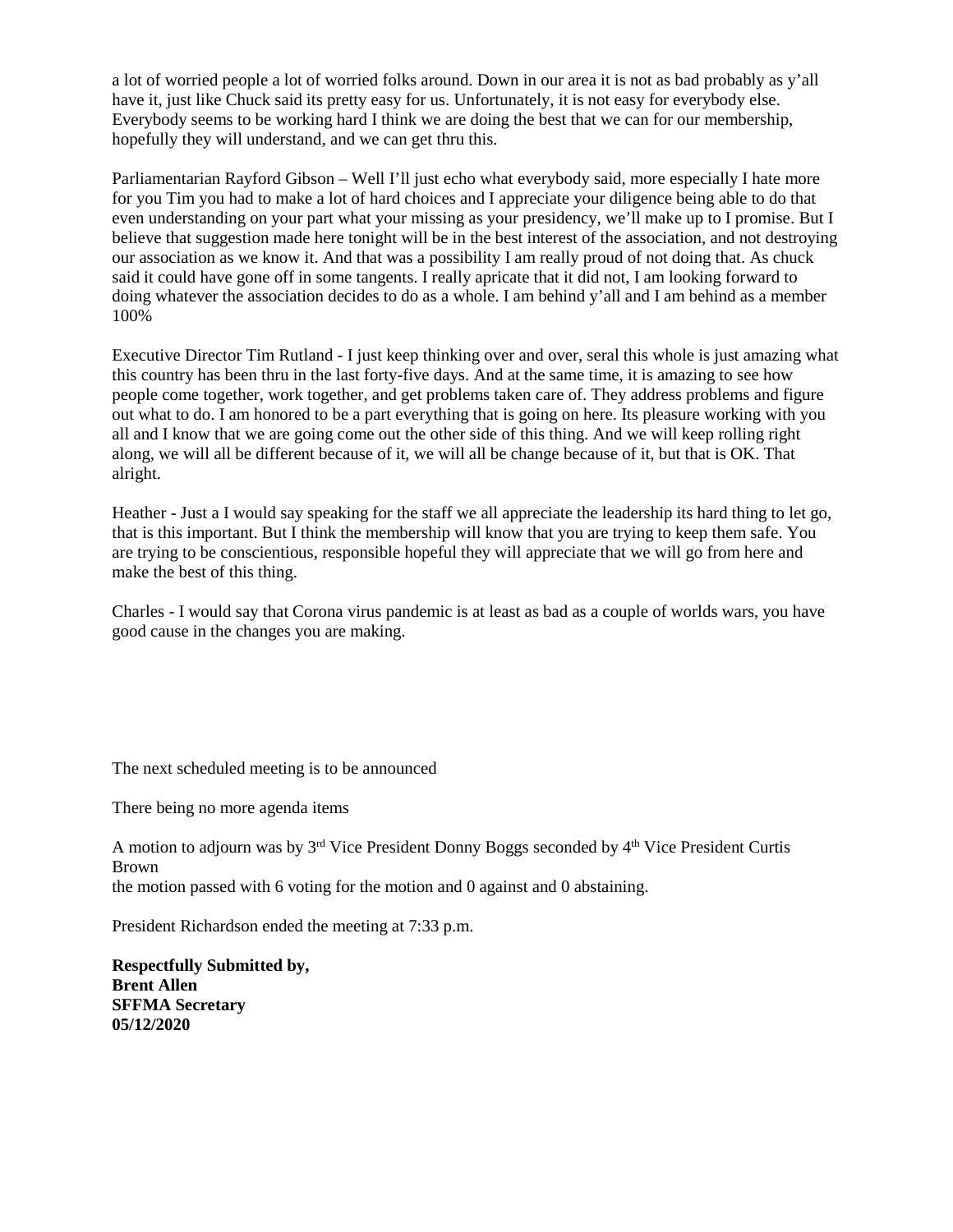a lot of worried people a lot of worried folks around. Down in our area it is not as bad probably as y'all have it, just like Chuck said its pretty easy for us. Unfortunately, it is not easy for everybody else. Everybody seems to be working hard I think we are doing the best that we can for our membership, hopefully they will understand, and we can get thru this.

Parliamentarian Rayford Gibson – Well I'll just echo what everybody said, more especially I hate more for you Tim you had to make a lot of hard choices and I appreciate your diligence being able to do that even understanding on your part what your missing as your presidency, we'll make up to I promise. But I believe that suggestion made here tonight will be in the best interest of the association, and not destroying our association as we know it. And that was a possibility I am really proud of not doing that. As chuck said it could have gone off in some tangents. I really apricate that it did not, I am looking forward to doing whatever the association decides to do as a whole. I am behind y'all and I am behind as a member 100%

Executive Director Tim Rutland - I just keep thinking over and over, seral this whole is just amazing what this country has been thru in the last forty-five days. And at the same time, it is amazing to see how people come together, work together, and get problems taken care of. They address problems and figure out what to do. I am honored to be a part everything that is going on here. Its pleasure working with you all and I know that we are going come out the other side of this thing. And we will keep rolling right along, we will all be different because of it, we will all be change because of it, but that is OK. That alright.

Heather - Just a I would say speaking for the staff we all appreciate the leadership its hard thing to let go, that is this important. But I think the membership will know that you are trying to keep them safe. You are trying to be conscientious, responsible hopeful they will appreciate that we will go from here and make the best of this thing.

Charles - I would say that Corona virus pandemic is at least as bad as a couple of worlds wars, you have good cause in the changes you are making.

The next scheduled meeting is to be announced

There being no more agenda items

A motion to adjourn was by 3rd Vice President Donny Boggs seconded by 4th Vice President Curtis Brown
the motion passed with 6 voting for the motion and 0 against and 0 abstaining.

President Richardson ended the meeting at 7:33 p.m.

**Respectfully Submitted by,**
**Brent Allen**
**SFFMA Secretary**
**05/12/2020**